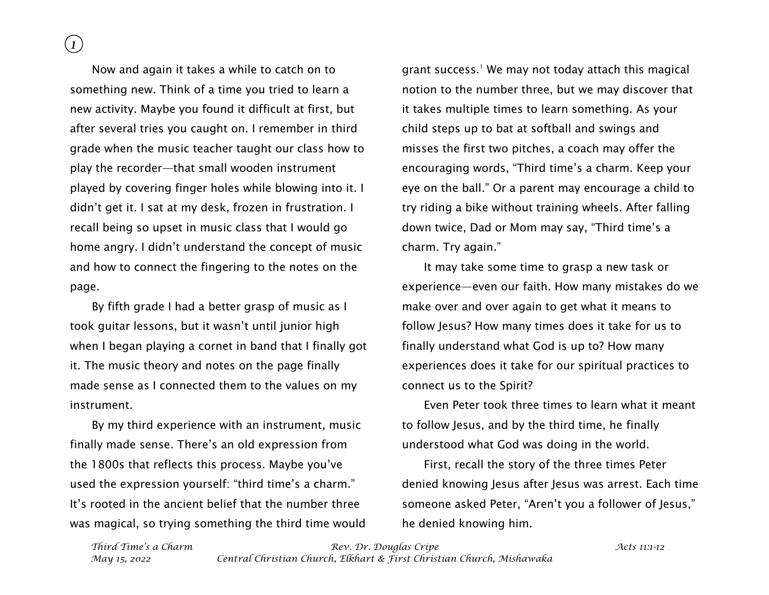Now and again it takes a while to catch on to something new. Think of a time you tried to learn a new activity. Maybe you found it difficult at first, but after several tries you caught on. I remember in third grade when the music teacher taught our class how to play the recorder—that small wooden instrument played by covering finger holes while blowing into it. I didn't get it. I sat at my desk, frozen in frustration. I recall being so upset in music class that I would go home angry. I didn't understand the concept of music and how to connect the fingering to the notes on the page.

By fifth grade I had a better grasp of music as I took guitar lessons, but it wasn't until junior high when I began playing a cornet in band that I finally got it. The music theory and notes on the page finally made sense as I connected them to the values on my instrument.

By my third experience with an instrument, music finally made sense. There's an old expression from the 1800s that reflects this process. Maybe you've used the expression yourself: "third time's a charm." It's rooted in the ancient belief that the number three was magical, so trying something the third time would grant success.[1] We may not today attach this magical notion to the number three, but we may discover that it takes multiple times to learn something. As your child steps up to bat at softball and swings and misses the first two pitches, a coach may offer the encouraging words, "Third time's a charm. Keep your eye on the ball." Or a parent may encourage a child to try riding a bike without training wheels. After falling down twice, Dad or Mom may say, "Third time's a charm. Try again."

It may take some time to grasp a new task or experience—even our faith. How many mistakes do we make over and over again to get what it means to follow Jesus? How many times does it take for us to finally understand what God is up to? How many experiences does it take for our spiritual practices to connect us to the Spirit?

Even Peter took three times to learn what it meant to follow Jesus, and by the third time, he finally understood what God was doing in the world.

First, recall the story of the three times Peter denied knowing Jesus after Jesus was arrest. Each time someone asked Peter, "Aren't you a follower of Jesus," he denied knowing him.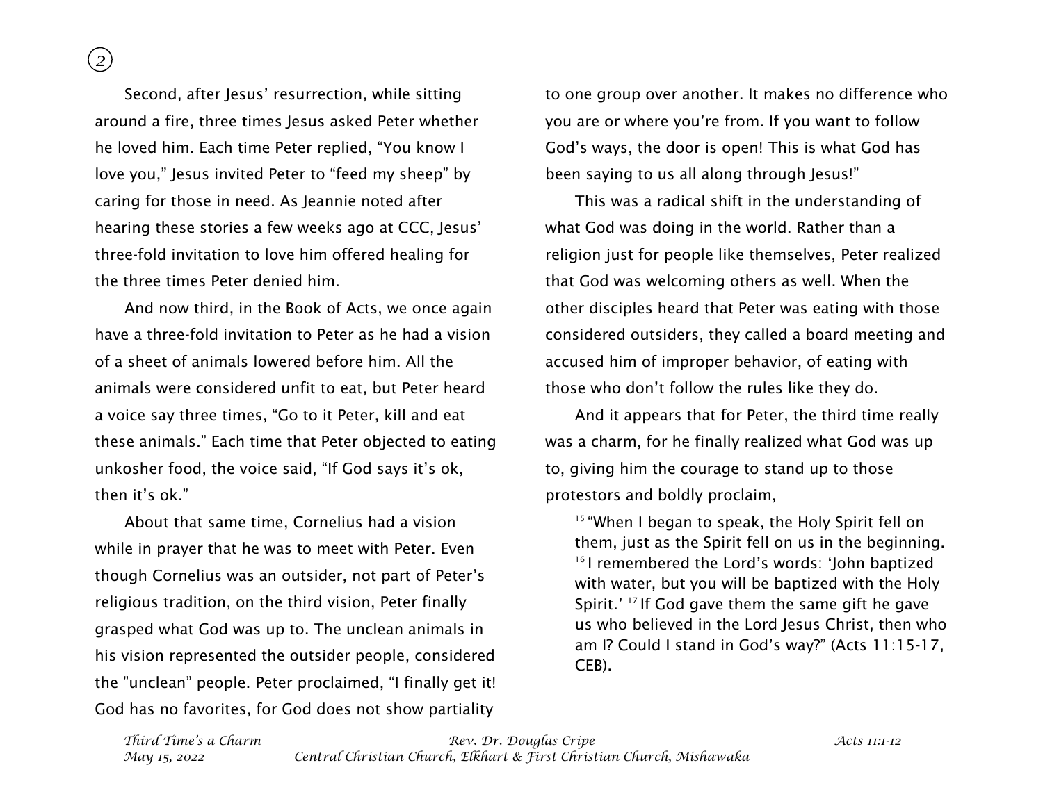Second, after Jesus' resurrection, while sitting around a fire, three times Jesus asked Peter whether he loved him. Each time Peter replied, "You know I love you," Jesus invited Peter to "feed my sheep" by caring for those in need. As Jeannie noted after hearing these stories a few weeks ago at CCC, Jesus' three-fold invitation to love him offered healing for the three times Peter denied him.

And now third, in the Book of Acts, we once again have a three-fold invitation to Peter as he had a vision of a sheet of animals lowered before him. All the animals were considered unfit to eat, but Peter heard a voice say three times, "Go to it Peter, kill and eat these animals." Each time that Peter objected to eating unkosher food, the voice said, "If God says it's ok, then it's ok."

About that same time, Cornelius had a vision while in prayer that he was to meet with Peter. Even though Cornelius was an outsider, not part of Peter's religious tradition, on the third vision, Peter finally grasped what God was up to. The unclean animals in his vision represented the outsider people, considered the "unclean" people. Peter proclaimed, "I finally get it! God has no favorites, for God does not show partiality to one group over another. It makes no difference who you are or where you're from. If you want to follow God's ways, the door is open! This is what God has been saying to us all along through Jesus!"

This was a radical shift in the understanding of what God was doing in the world. Rather than a religion just for people like themselves, Peter realized that God was welcoming others as well. When the other disciples heard that Peter was eating with those considered outsiders, they called a board meeting and accused him of improper behavior, of eating with those who don't follow the rules like they do.

And it appears that for Peter, the third time really was a charm, for he finally realized what God was up to, giving him the courage to stand up to those protestors and boldly proclaim,

> [15] "When I began to speak, the Holy Spirit fell on them, just as the Spirit fell on us in the beginning. [16] I remembered the Lord's words: 'John baptized with water, but you will be baptized with the Holy Spirit.' [17] If God gave them the same gift he gave us who believed in the Lord Jesus Christ, then who am I? Could I stand in God's way?" (Acts 11:15-17, CEB).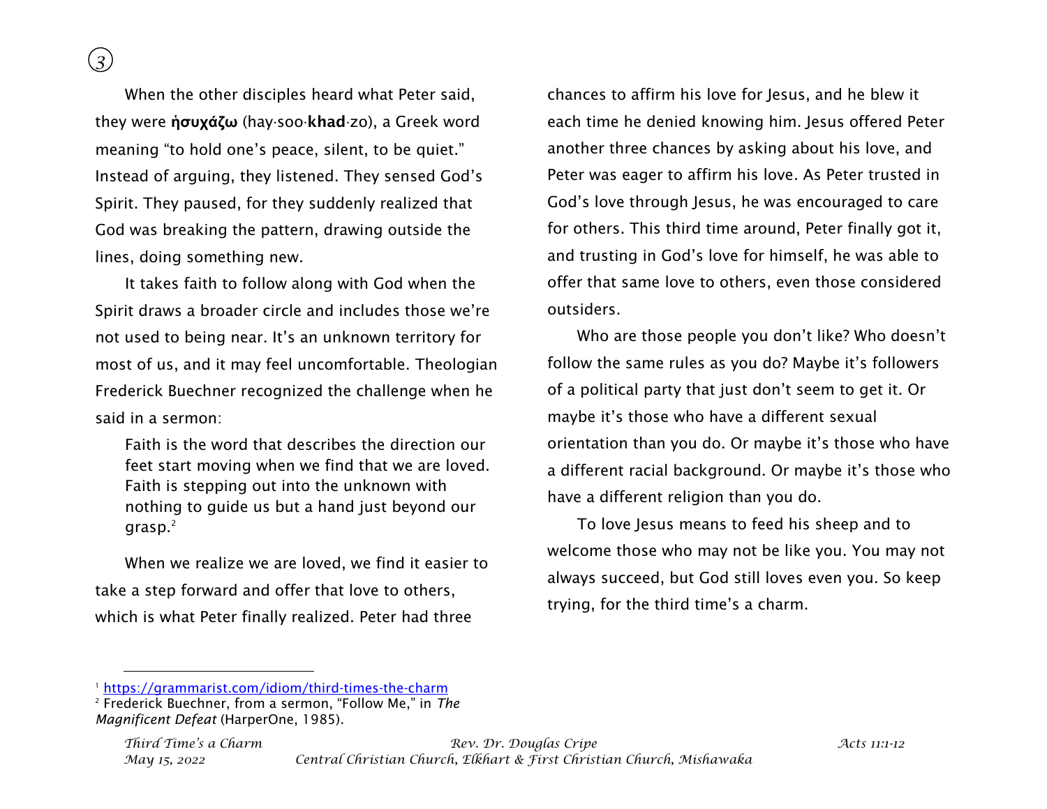When the other disciples heard what Peter said, they were **ἡσυχάζω** (hay·soo·**khad**·zo), a Greek word meaning "to hold one's peace, silent, to be quiet." Instead of arguing, they listened. They sensed God's Spirit. They paused, for they suddenly realized that God was breaking the pattern, drawing outside the lines, doing something new.

It takes faith to follow along with God when the Spirit draws a broader circle and includes those we're not used to being near. It's an unknown territory for most of us, and it may feel uncomfortable. Theologian Frederick Buechner recognized the challenge when he said in a sermon:

> Faith is the word that describes the direction our feet start moving when we find that we are loved. Faith is stepping out into the unknown with nothing to guide us but a hand just beyond our grasp.[2]

When we realize we are loved, we find it easier to take a step forward and offer that love to others, which is what Peter finally realized. Peter had three chances to affirm his love for Jesus, and he blew it each time he denied knowing him. Jesus offered Peter another three chances by asking about his love, and Peter was eager to affirm his love. As Peter trusted in God's love through Jesus, he was encouraged to care for others. This third time around, Peter finally got it, and trusting in God's love for himself, he was able to offer that same love to others, even those considered outsiders.

Who are those people you don't like? Who doesn't follow the same rules as you do? Maybe it's followers of a political party that just don't seem to get it. Or maybe it's those who have a different sexual orientation than you do. Or maybe it's those who have a different racial background. Or maybe it's those who have a different religion than you do.

To love Jesus means to feed his sheep and to welcome those who may not be like you. You may not always succeed, but God still loves even you. So keep trying, for the third time's a charm.

---

[1] https://grammarist.com/idiom/third-times-the-charm

[2] Frederick Buechner, from a sermon, "Follow Me," in *The Magnificent Defeat* (HarperOne, 1985).